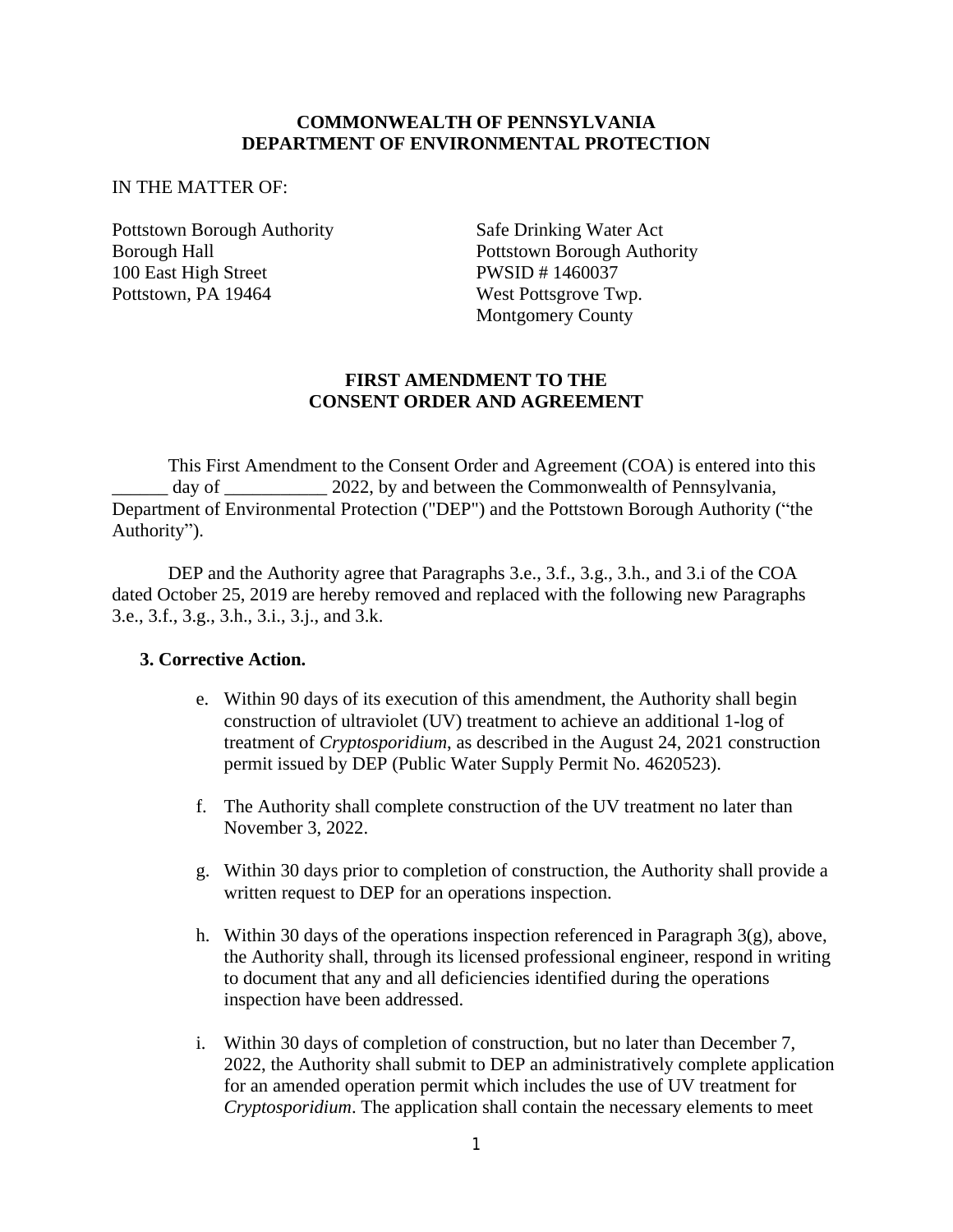**COMMONWEALTH OF PENNSYLVANIA**
**DEPARTMENT OF ENVIRONMENTAL PROTECTION**

IN THE MATTER OF:

Pottstown Borough Authority
Borough Hall
100 East High Street
Pottstown, PA 19464

Safe Drinking Water Act
Pottstown Borough Authority
PWSID # 1460037
West Pottsgrove Twp.
Montgomery County

**FIRST AMENDMENT TO THE**
**CONSENT ORDER AND AGREEMENT**

This First Amendment to the Consent Order and Agreement (COA) is entered into this ______ day of ___________ 2022, by and between the Commonwealth of Pennsylvania, Department of Environmental Protection ("DEP") and the Pottstown Borough Authority ("the Authority").

DEP and the Authority agree that Paragraphs 3.e., 3.f., 3.g., 3.h., and 3.i of the COA dated October 25, 2019 are hereby removed and replaced with the following new Paragraphs 3.e., 3.f., 3.g., 3.h., 3.i., 3.j., and 3.k.

**3. Corrective Action.**

e. Within 90 days of its execution of this amendment, the Authority shall begin construction of ultraviolet (UV) treatment to achieve an additional 1-log of treatment of *Cryptosporidium*, as described in the August 24, 2021 construction permit issued by DEP (Public Water Supply Permit No. 4620523).

f. The Authority shall complete construction of the UV treatment no later than November 3, 2022.

g. Within 30 days prior to completion of construction, the Authority shall provide a written request to DEP for an operations inspection.

h. Within 30 days of the operations inspection referenced in Paragraph 3(g), above, the Authority shall, through its licensed professional engineer, respond in writing to document that any and all deficiencies identified during the operations inspection have been addressed.

i. Within 30 days of completion of construction, but no later than December 7, 2022, the Authority shall submit to DEP an administratively complete application for an amended operation permit which includes the use of UV treatment for *Cryptosporidium*. The application shall contain the necessary elements to meet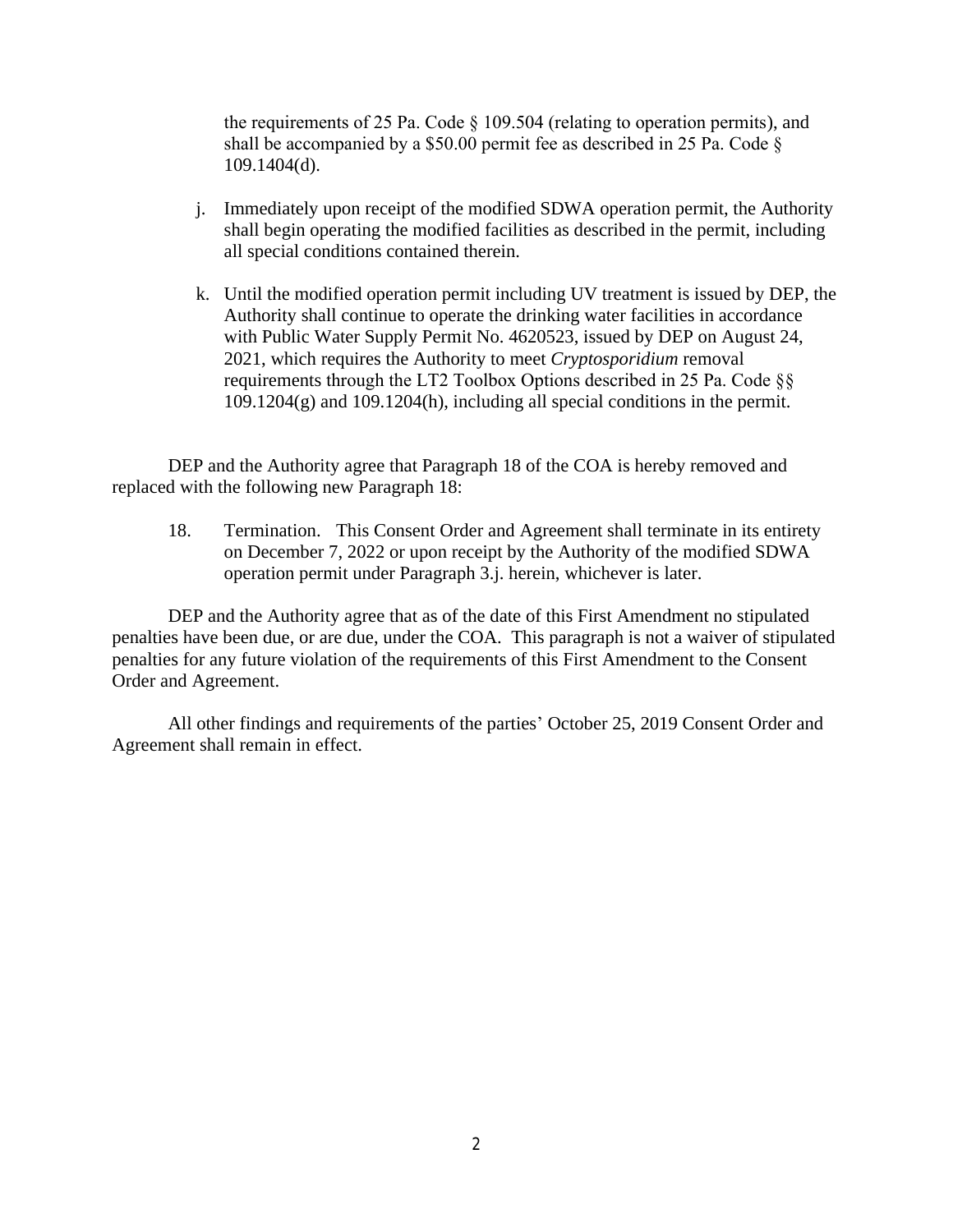the requirements of 25 Pa. Code § 109.504 (relating to operation permits), and shall be accompanied by a $50.00 permit fee as described in 25 Pa. Code § 109.1404(d).

j. Immediately upon receipt of the modified SDWA operation permit, the Authority shall begin operating the modified facilities as described in the permit, including all special conditions contained therein.

k. Until the modified operation permit including UV treatment is issued by DEP, the Authority shall continue to operate the drinking water facilities in accordance with Public Water Supply Permit No. 4620523, issued by DEP on August 24, 2021, which requires the Authority to meet *Cryptosporidium* removal requirements through the LT2 Toolbox Options described in 25 Pa. Code §§ 109.1204(g) and 109.1204(h), including all special conditions in the permit.

DEP and the Authority agree that Paragraph 18 of the COA is hereby removed and replaced with the following new Paragraph 18:

18. Termination. This Consent Order and Agreement shall terminate in its entirety on December 7, 2022 or upon receipt by the Authority of the modified SDWA operation permit under Paragraph 3.j. herein, whichever is later.

DEP and the Authority agree that as of the date of this First Amendment no stipulated penalties have been due, or are due, under the COA. This paragraph is not a waiver of stipulated penalties for any future violation of the requirements of this First Amendment to the Consent Order and Agreement.

All other findings and requirements of the parties' October 25, 2019 Consent Order and Agreement shall remain in effect.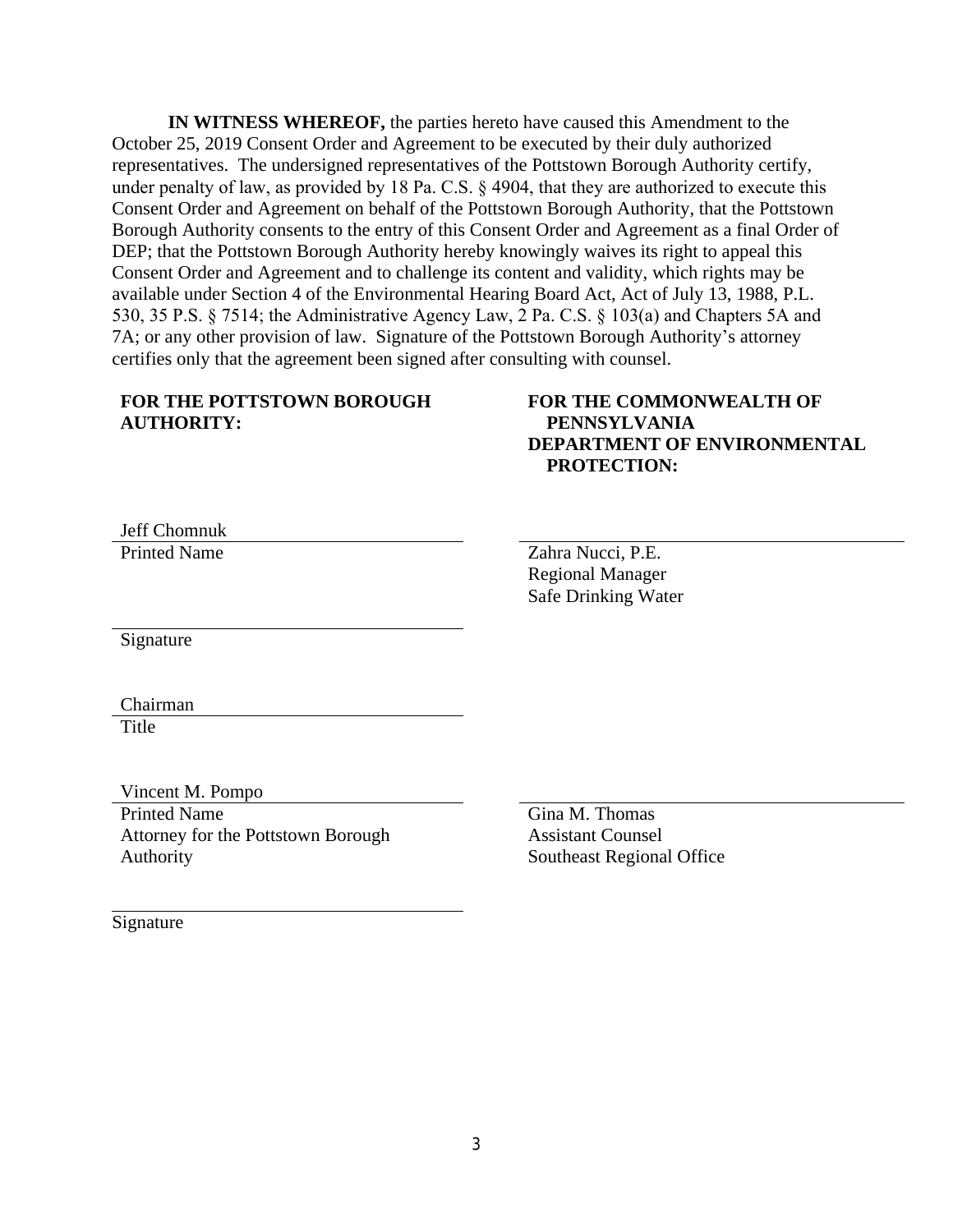**IN WITNESS WHEREOF,** the parties hereto have caused this Amendment to the October 25, 2019 Consent Order and Agreement to be executed by their duly authorized representatives. The undersigned representatives of the Pottstown Borough Authority certify, under penalty of law, as provided by 18 Pa. C.S. § 4904, that they are authorized to execute this Consent Order and Agreement on behalf of the Pottstown Borough Authority, that the Pottstown Borough Authority consents to the entry of this Consent Order and Agreement as a final Order of DEP; that the Pottstown Borough Authority hereby knowingly waives its right to appeal this Consent Order and Agreement and to challenge its content and validity, which rights may be available under Section 4 of the Environmental Hearing Board Act, Act of July 13, 1988, P.L. 530, 35 P.S. § 7514; the Administrative Agency Law, 2 Pa. C.S. § 103(a) and Chapters 5A and 7A; or any other provision of law. Signature of the Pottstown Borough Authority's attorney certifies only that the agreement been signed after consulting with counsel.

**FOR THE POTTSTOWN BOROUGH AUTHORITY:**

Jeff Chomnuk
Printed Name

Signature

Chairman
Title

Vincent M. Pompo
Printed Name
Attorney for the Pottstown Borough Authority

Signature

**FOR THE COMMONWEALTH OF PENNSYLVANIA DEPARTMENT OF ENVIRONMENTAL PROTECTION:**

Zahra Nucci, P.E.
Regional Manager
Safe Drinking Water

Gina M. Thomas
Assistant Counsel
Southeast Regional Office